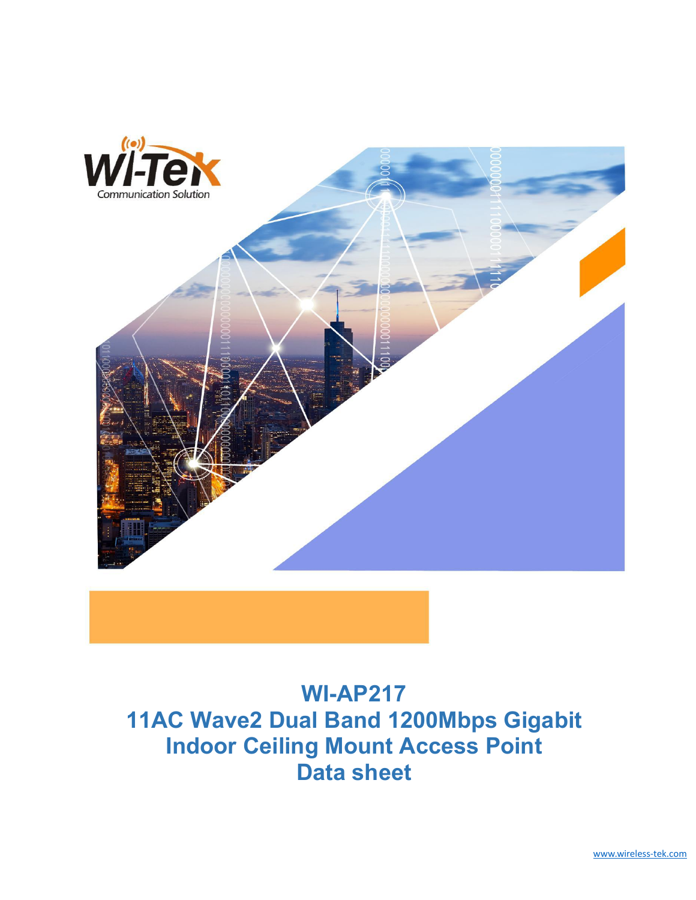Wi-Tek
Communication Solution

# WI-AP217
# 11AC Wave2 Dual Band 1200Mbps Gigabit Indoor Ceiling Mount Access Point
# Data sheet

www.wireless-tek.com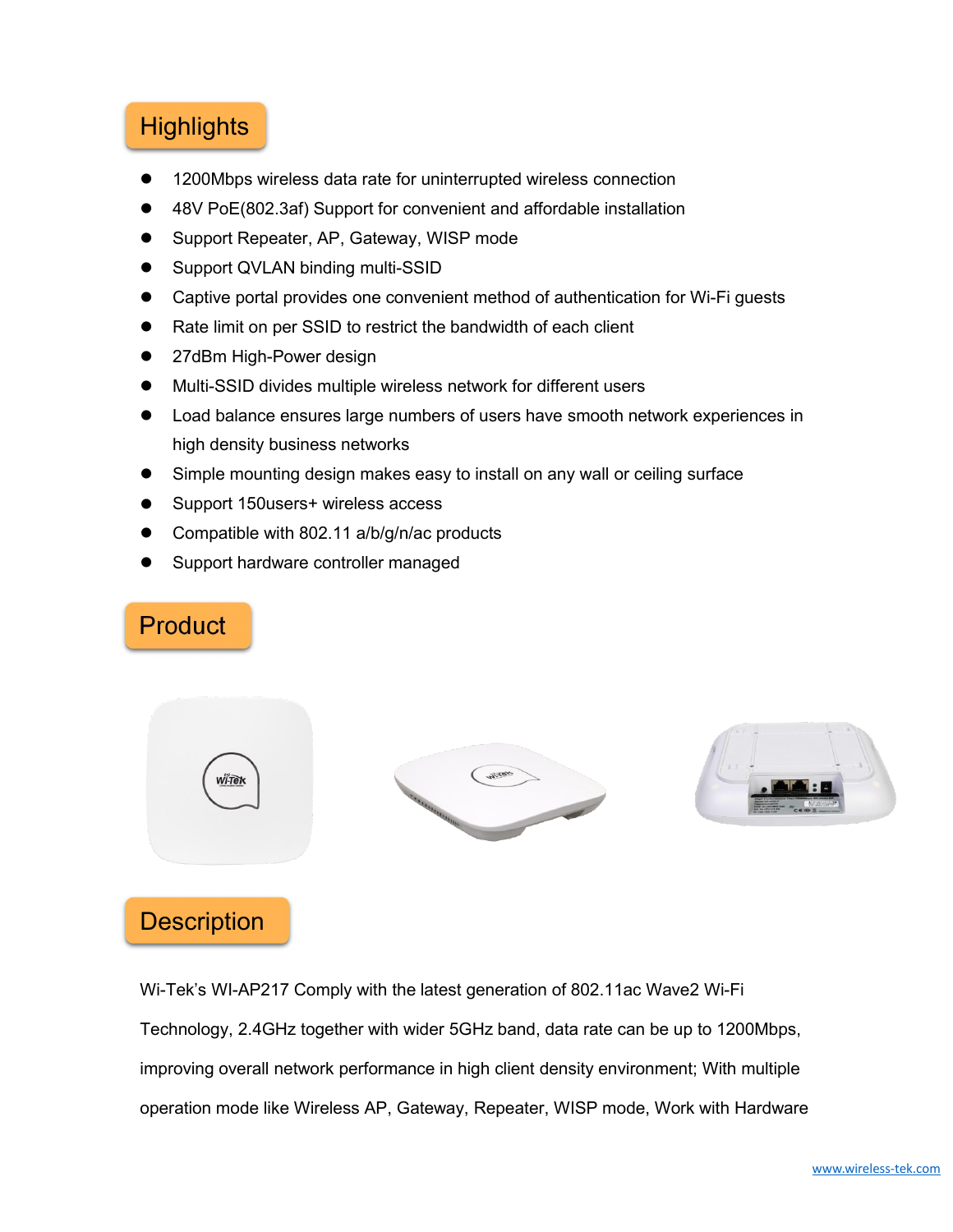## Highlights

- 1200Mbps wireless data rate for uninterrupted wireless connection
- 48V PoE(802.3af) Support for convenient and affordable installation
- Support Repeater, AP, Gateway, WISP mode
- Support QVLAN binding multi-SSID
- Captive portal provides one convenient method of authentication for Wi-Fi guests
- Rate limit on per SSID to restrict the bandwidth of each client
- 27dBm High-Power design
- Multi-SSID divides multiple wireless network for different users
- Load balance ensures large numbers of users have smooth network experiences in high density business networks
- Simple mounting design makes easy to install on any wall or ceiling surface
- Support 150users+ wireless access
- Compatible with 802.11 a/b/g/n/ac products
- Support hardware controller managed

## Product

## Description

Wi-Tek's WI-AP217 Comply with the latest generation of 802.11ac Wave2 Wi-Fi Technology, 2.4GHz together with wider 5GHz band, data rate can be up to 1200Mbps, improving overall network performance in high client density environment; With multiple operation mode like Wireless AP, Gateway, Repeater, WISP mode, Work with Hardware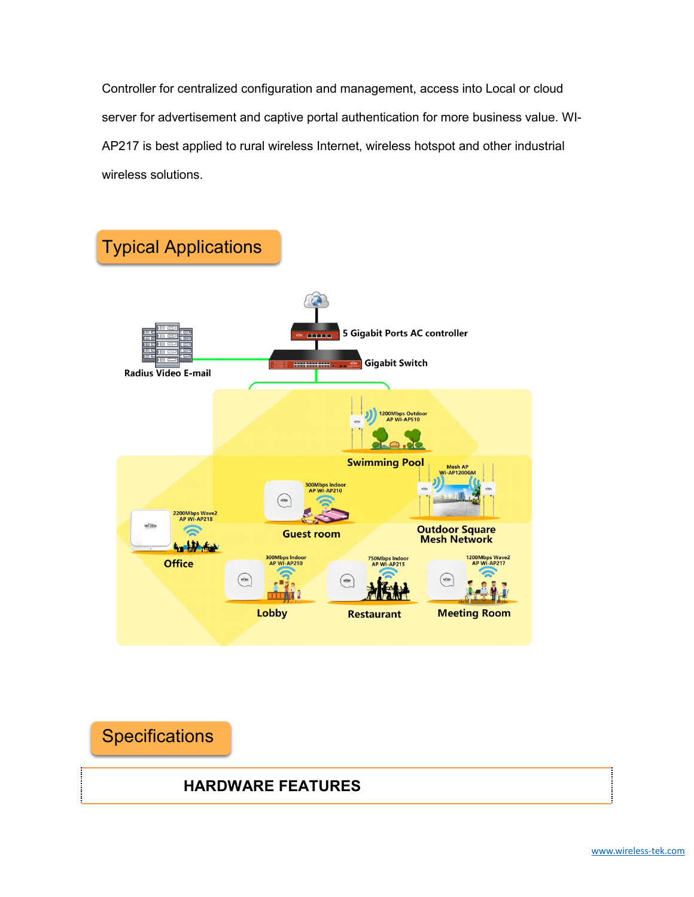Controller for centralized configuration and management, access into Local or cloud server for advertisement and captive portal authentication for more business value. WI-AP217 is best applied to rural wireless Internet, wireless hotspot and other industrial wireless solutions.

## Typical Applications

Radius Video E-mail

5 Gigabit Ports AC controller

Gigabit Switch

1200Mbps Outdoor AP WI-AP510

Swimming Pool

Mesh AP WI-AP1200GM

300Mbps Indoor AP WI-AP210

Guest room

Outdoor Square Mesh Network

2200Mbps Wave2 AP WI-AP218

Office

300Mbps Indoor AP WI-AP210

Lobby

750Mbps Indoor AP WI-AP215

Restaurant

1200Mbps Wave2 AP WI-AP217

Meeting Room

## Specifications

| HARDWARE FEATURES |
|---|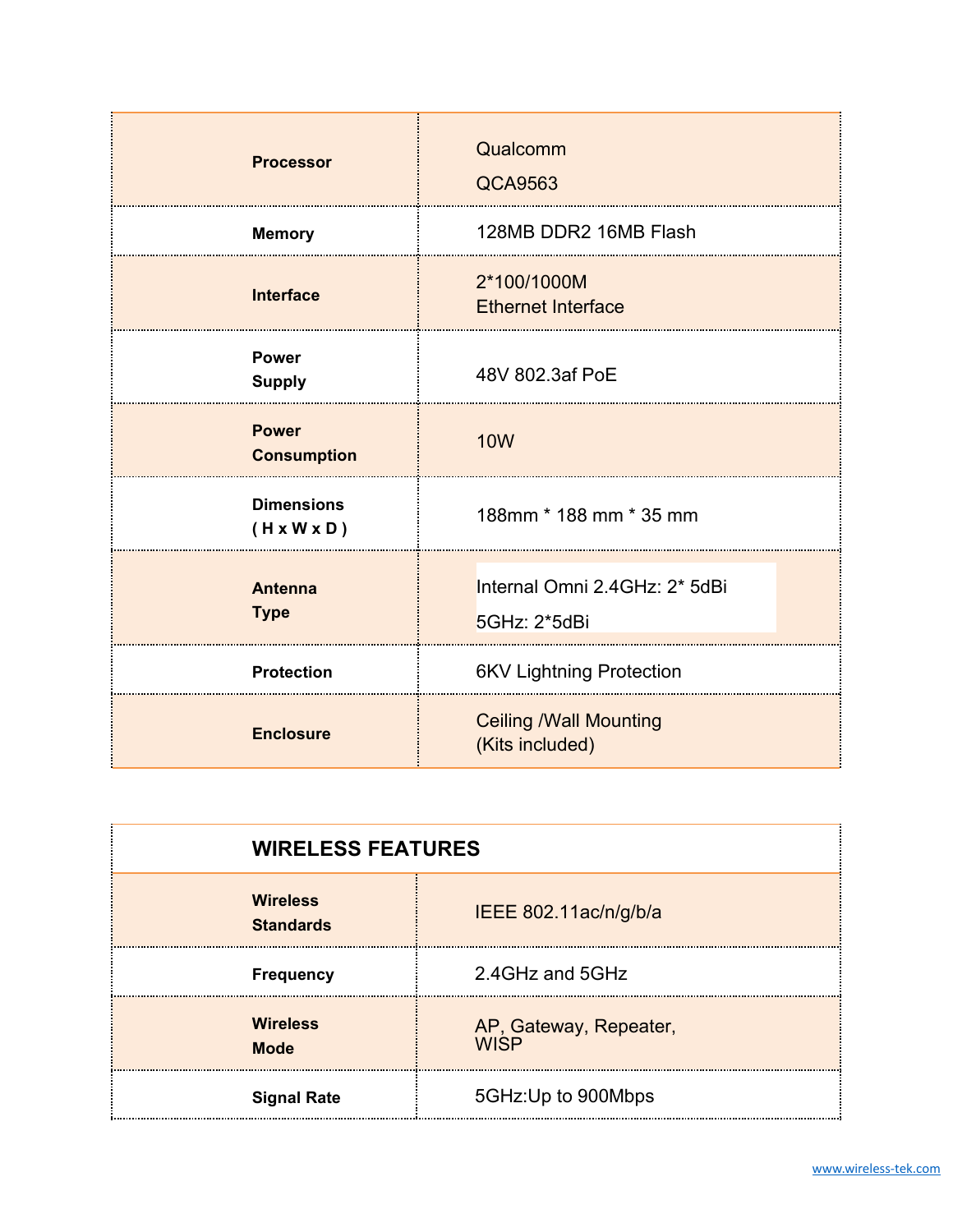| | |
|---|---|
| **Processor** | Qualcomm QCA9563 |
| **Memory** | 128MB DDR2 16MB Flash |
| **Interface** | 2*100/1000M Ethernet Interface |
| **Power Supply** | 48V 802.3af PoE |
| **Power Consumption** | 10W |
| **Dimensions ( H x W x D )** | 188mm * 188 mm * 35 mm |
| **Antenna Type** | Internal Omni 2.4GHz: 2* 5dBi<br>5GHz: 2*5dBi |
| **Protection** | 6KV Lightning Protection |
| **Enclosure** | Ceiling /Wall Mounting (Kits included) |

| **WIRELESS FEATURES** | |
|---|---|
| **Wireless Standards** | IEEE 802.11ac/n/g/b/a |
| **Frequency** | 2.4GHz and 5GHz |
| **Wireless Mode** | AP, Gateway, Repeater, WISP |
| **Signal Rate** | 5GHz:Up to 900Mbps |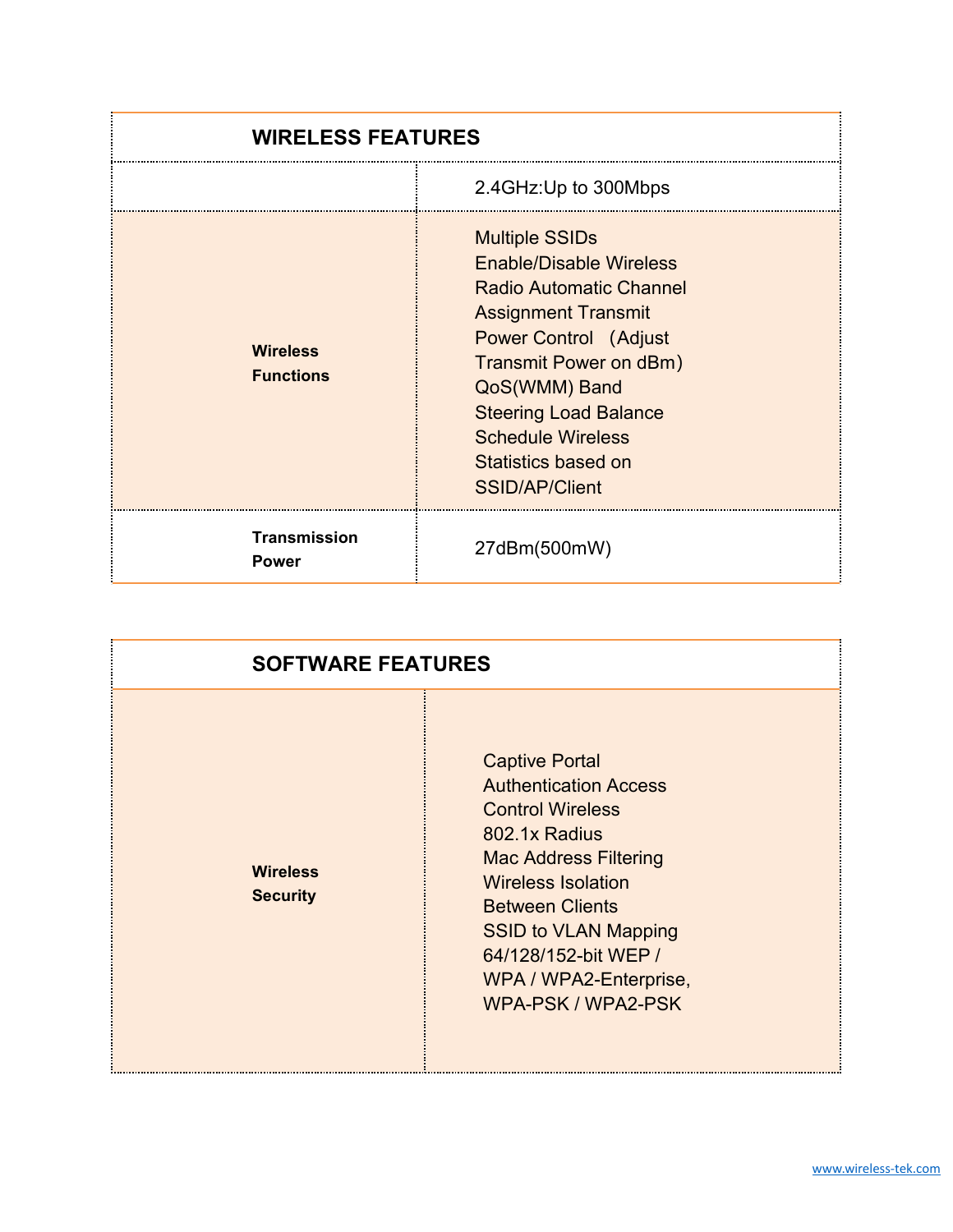| WIRELESS FEATURES | |
|---|---|
| | 2.4GHz:Up to 300Mbps |
| **Wireless Functions** | Multiple SSIDs Enable/Disable Wireless Radio Automatic Channel Assignment Transmit Power Control （Adjust Transmit Power on dBm） QoS(WMM) Band Steering Load Balance Schedule Wireless Statistics based on SSID/AP/Client |
| **Transmission Power** | 27dBm(500mW) |

| SOFTWARE FEATURES | |
|---|---|
| **Wireless Security** | Captive Portal Authentication Access Control Wireless 802.1x Radius Mac Address Filtering Wireless Isolation Between Clients SSID to VLAN Mapping 64/128/152-bit WEP / WPA / WPA2-Enterprise, WPA-PSK / WPA2-PSK |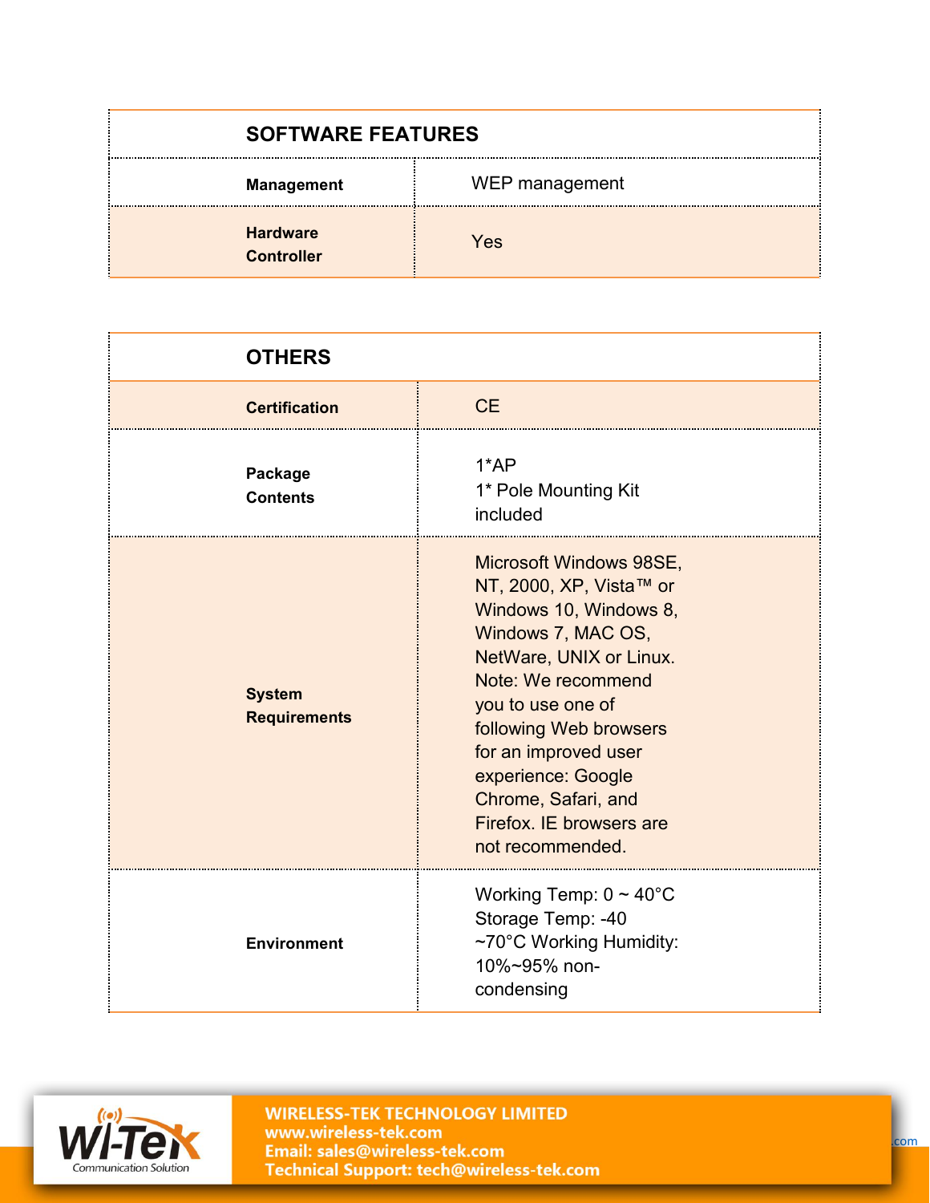| SOFTWARE FEATURES | |
|---|---|
| **Management** | WEP management |
| **Hardware Controller** | Yes |

| OTHERS | |
|---|---|
| **Certification** | CE |
| **Package Contents** | 1*AP<br>1* Pole Mounting Kit included |
| **System Requirements** | Microsoft Windows 98SE, NT, 2000, XP, Vista™ or Windows 10, Windows 8, Windows 7, MAC OS, NetWare, UNIX or Linux. Note: We recommend you to use one of following Web browsers for an improved user experience: Google Chrome, Safari, and Firefox. IE browsers are not recommended. |
| **Environment** | Working Temp: 0 ~ 40°C Storage Temp: -40 ~70°C Working Humidity: 10%~95% non-condensing |

**WIRELESS-TEK TECHNOLOGY LIMITED**
**www.wireless-tek.com**
**Email: sales@wireless-tek.com**
**Technical Support: tech@wireless-tek.com**